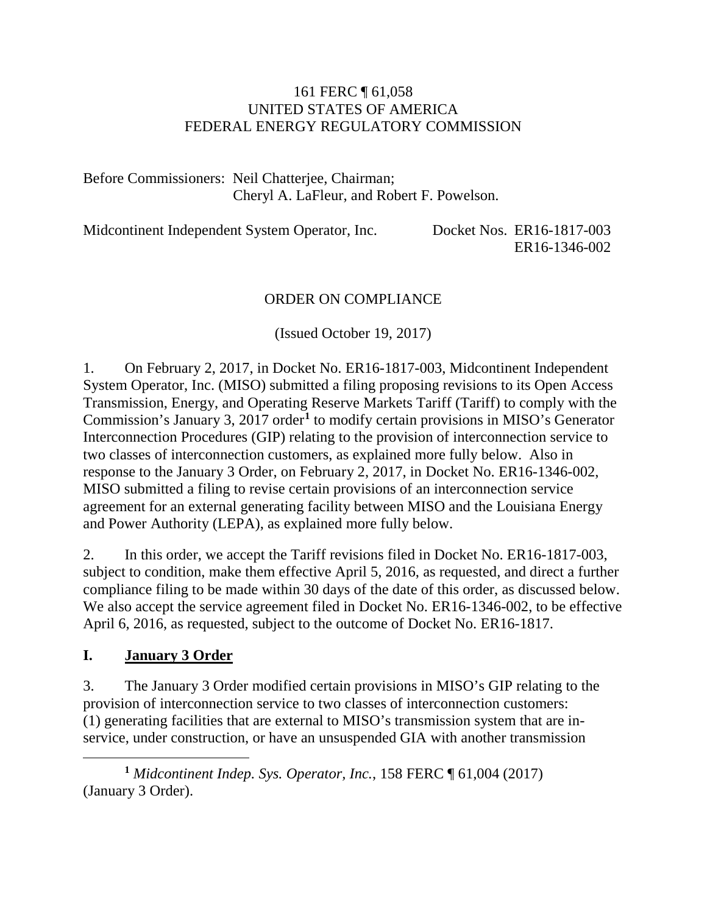161 FERC ¶ 61,058
UNITED STATES OF AMERICA
FEDERAL ENERGY REGULATORY COMMISSION

Before Commissioners: Neil Chatterjee, Chairman;
Cheryl A. LaFleur, and Robert F. Powelson.

Midcontinent Independent System Operator, Inc. Docket Nos. ER16-1817-003
ER16-1346-002

ORDER ON COMPLIANCE

(Issued October 19, 2017)

1. On February 2, 2017, in Docket No. ER16-1817-003, Midcontinent Independent System Operator, Inc. (MISO) submitted a filing proposing revisions to its Open Access Transmission, Energy, and Operating Reserve Markets Tariff (Tariff) to comply with the Commission's January 3, 2017 order[1] to modify certain provisions in MISO's Generator Interconnection Procedures (GIP) relating to the provision of interconnection service to two classes of interconnection customers, as explained more fully below. Also in response to the January 3 Order, on February 2, 2017, in Docket No. ER16-1346-002, MISO submitted a filing to revise certain provisions of an interconnection service agreement for an external generating facility between MISO and the Louisiana Energy and Power Authority (LEPA), as explained more fully below.

2. In this order, we accept the Tariff revisions filed in Docket No. ER16-1817-003, subject to condition, make them effective April 5, 2016, as requested, and direct a further compliance filing to be made within 30 days of the date of this order, as discussed below. We also accept the service agreement filed in Docket No. ER16-1346-002, to be effective April 6, 2016, as requested, subject to the outcome of Docket No. ER16-1817.

## I. January 3 Order

3. The January 3 Order modified certain provisions in MISO's GIP relating to the provision of interconnection service to two classes of interconnection customers: (1) generating facilities that are external to MISO's transmission system that are in-service, under construction, or have an unsuspended GIA with another transmission

[1] *Midcontinent Indep. Sys. Operator, Inc.*, 158 FERC ¶ 61,004 (2017) (January 3 Order).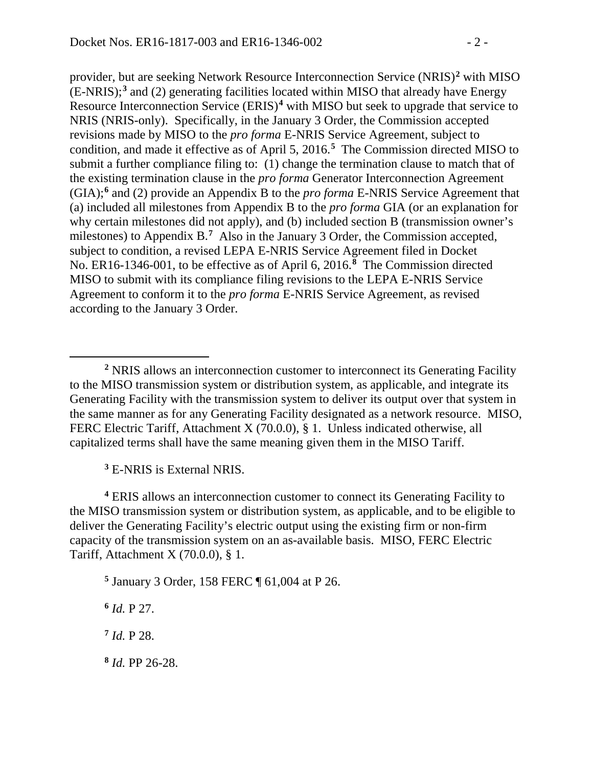provider, but are seeking Network Resource Interconnection Service (NRIS)[2] with MISO (E-NRIS);[3] and (2) generating facilities located within MISO that already have Energy Resource Interconnection Service (ERIS)[4] with MISO but seek to upgrade that service to NRIS (NRIS-only). Specifically, in the January 3 Order, the Commission accepted revisions made by MISO to the *pro forma* E-NRIS Service Agreement, subject to condition, and made it effective as of April 5, 2016.[5] The Commission directed MISO to submit a further compliance filing to: (1) change the termination clause to match that of the existing termination clause in the *pro forma* Generator Interconnection Agreement (GIA);[6] and (2) provide an Appendix B to the *pro forma* E-NRIS Service Agreement that (a) included all milestones from Appendix B to the *pro forma* GIA (or an explanation for why certain milestones did not apply), and (b) included section B (transmission owner's milestones) to Appendix B.[7] Also in the January 3 Order, the Commission accepted, subject to condition, a revised LEPA E-NRIS Service Agreement filed in Docket No. ER16-1346-001, to be effective as of April 6, 2016.[8] The Commission directed MISO to submit with its compliance filing revisions to the LEPA E-NRIS Service Agreement to conform it to the *pro forma* E-NRIS Service Agreement, as revised according to the January 3 Order.

---

[2] NRIS allows an interconnection customer to interconnect its Generating Facility to the MISO transmission system or distribution system, as applicable, and integrate its Generating Facility with the transmission system to deliver its output over that system in the same manner as for any Generating Facility designated as a network resource. MISO, FERC Electric Tariff, Attachment X (70.0.0), § 1. Unless indicated otherwise, all capitalized terms shall have the same meaning given them in the MISO Tariff.

[3] E-NRIS is External NRIS.

[4] ERIS allows an interconnection customer to connect its Generating Facility to the MISO transmission system or distribution system, as applicable, and to be eligible to deliver the Generating Facility's electric output using the existing firm or non-firm capacity of the transmission system on an as-available basis. MISO, FERC Electric Tariff, Attachment X (70.0.0), § 1.

[5] January 3 Order, 158 FERC ¶ 61,004 at P 26.

[6] *Id.* P 27.

[7] *Id.* P 28.

[8] *Id.* PP 26-28.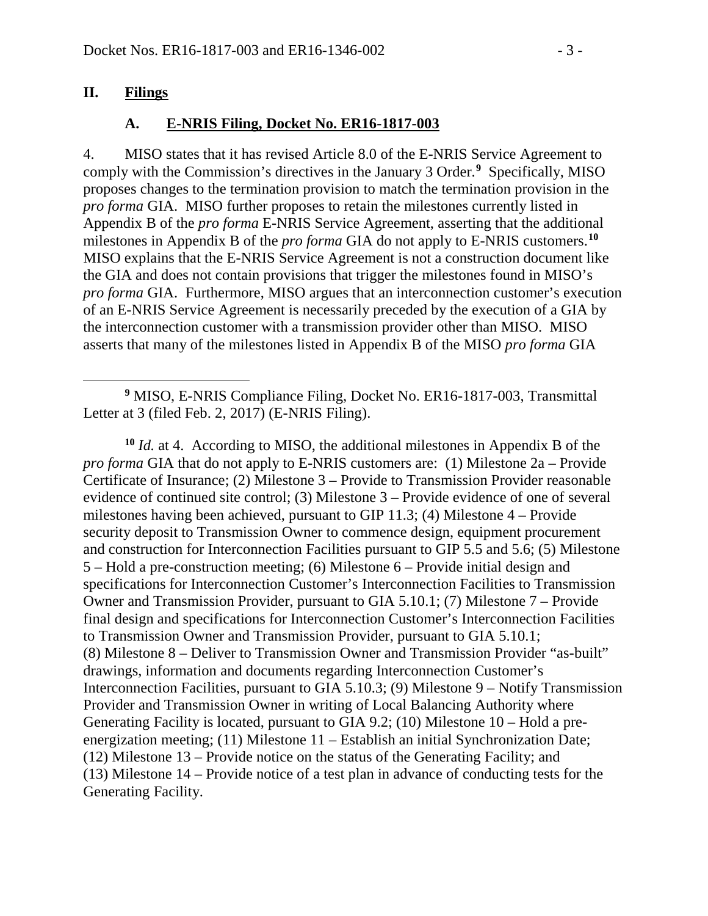## II. Filings

### A. E-NRIS Filing, Docket No. ER16-1817-003

4. MISO states that it has revised Article 8.0 of the E-NRIS Service Agreement to comply with the Commission's directives in the January 3 Order.[9] Specifically, MISO proposes changes to the termination provision to match the termination provision in the *pro forma* GIA. MISO further proposes to retain the milestones currently listed in Appendix B of the *pro forma* E-NRIS Service Agreement, asserting that the additional milestones in Appendix B of the *pro forma* GIA do not apply to E-NRIS customers.[10] MISO explains that the E-NRIS Service Agreement is not a construction document like the GIA and does not contain provisions that trigger the milestones found in MISO's *pro forma* GIA. Furthermore, MISO argues that an interconnection customer's execution of an E-NRIS Service Agreement is necessarily preceded by the execution of a GIA by the interconnection customer with a transmission provider other than MISO. MISO asserts that many of the milestones listed in Appendix B of the MISO *pro forma* GIA

---

[9] MISO, E-NRIS Compliance Filing, Docket No. ER16-1817-003, Transmittal Letter at 3 (filed Feb. 2, 2017) (E-NRIS Filing).

[10] *Id.* at 4. According to MISO, the additional milestones in Appendix B of the *pro forma* GIA that do not apply to E-NRIS customers are: (1) Milestone 2a – Provide Certificate of Insurance; (2) Milestone 3 – Provide to Transmission Provider reasonable evidence of continued site control; (3) Milestone 3 – Provide evidence of one of several milestones having been achieved, pursuant to GIP 11.3; (4) Milestone 4 – Provide security deposit to Transmission Owner to commence design, equipment procurement and construction for Interconnection Facilities pursuant to GIP 5.5 and 5.6; (5) Milestone 5 – Hold a pre-construction meeting; (6) Milestone 6 – Provide initial design and specifications for Interconnection Customer's Interconnection Facilities to Transmission Owner and Transmission Provider, pursuant to GIA 5.10.1; (7) Milestone 7 – Provide final design and specifications for Interconnection Customer's Interconnection Facilities to Transmission Owner and Transmission Provider, pursuant to GIA 5.10.1; (8) Milestone 8 – Deliver to Transmission Owner and Transmission Provider "as-built" drawings, information and documents regarding Interconnection Customer's Interconnection Facilities, pursuant to GIA 5.10.3; (9) Milestone 9 – Notify Transmission Provider and Transmission Owner in writing of Local Balancing Authority where Generating Facility is located, pursuant to GIA 9.2; (10) Milestone 10 – Hold a pre-energization meeting; (11) Milestone 11 – Establish an initial Synchronization Date; (12) Milestone 13 – Provide notice on the status of the Generating Facility; and (13) Milestone 14 – Provide notice of a test plan in advance of conducting tests for the Generating Facility.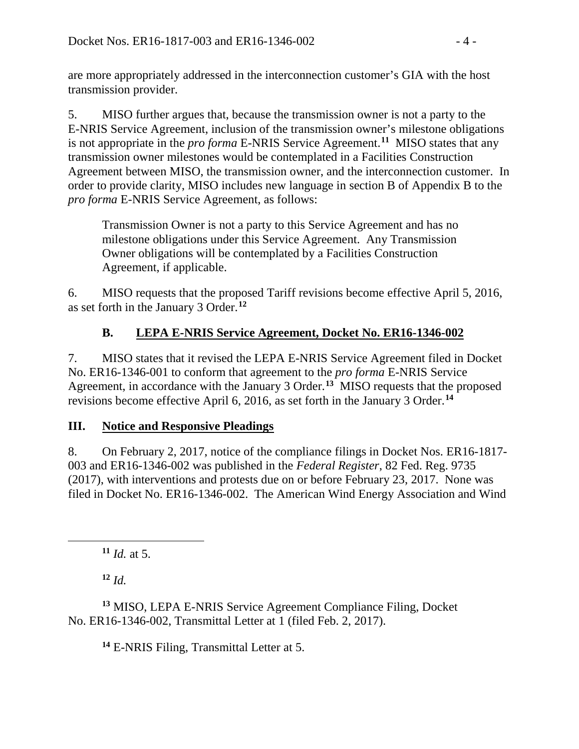are more appropriately addressed in the interconnection customer's GIA with the host transmission provider.

5. MISO further argues that, because the transmission owner is not a party to the E-NRIS Service Agreement, inclusion of the transmission owner's milestone obligations is not appropriate in the *pro forma* E-NRIS Service Agreement.[11] MISO states that any transmission owner milestones would be contemplated in a Facilities Construction Agreement between MISO, the transmission owner, and the interconnection customer. In order to provide clarity, MISO includes new language in section B of Appendix B to the *pro forma* E-NRIS Service Agreement, as follows:

> Transmission Owner is not a party to this Service Agreement and has no milestone obligations under this Service Agreement. Any Transmission Owner obligations will be contemplated by a Facilities Construction Agreement, if applicable.

6. MISO requests that the proposed Tariff revisions become effective April 5, 2016, as set forth in the January 3 Order.[12]

### B. LEPA E-NRIS Service Agreement, Docket No. ER16-1346-002

7. MISO states that it revised the LEPA E-NRIS Service Agreement filed in Docket No. ER16-1346-001 to conform that agreement to the *pro forma* E-NRIS Service Agreement, in accordance with the January 3 Order.[13] MISO requests that the proposed revisions become effective April 6, 2016, as set forth in the January 3 Order.[14]

## III. Notice and Responsive Pleadings

8. On February 2, 2017, notice of the compliance filings in Docket Nos. ER16-1817-003 and ER16-1346-002 was published in the *Federal Register*, 82 Fed. Reg. 9735 (2017), with interventions and protests due on or before February 23, 2017. None was filed in Docket No. ER16-1346-002. The American Wind Energy Association and Wind

---

[11] *Id.* at 5.

[12] *Id.*

[13] MISO, LEPA E-NRIS Service Agreement Compliance Filing, Docket No. ER16-1346-002, Transmittal Letter at 1 (filed Feb. 2, 2017).

[14] E-NRIS Filing, Transmittal Letter at 5.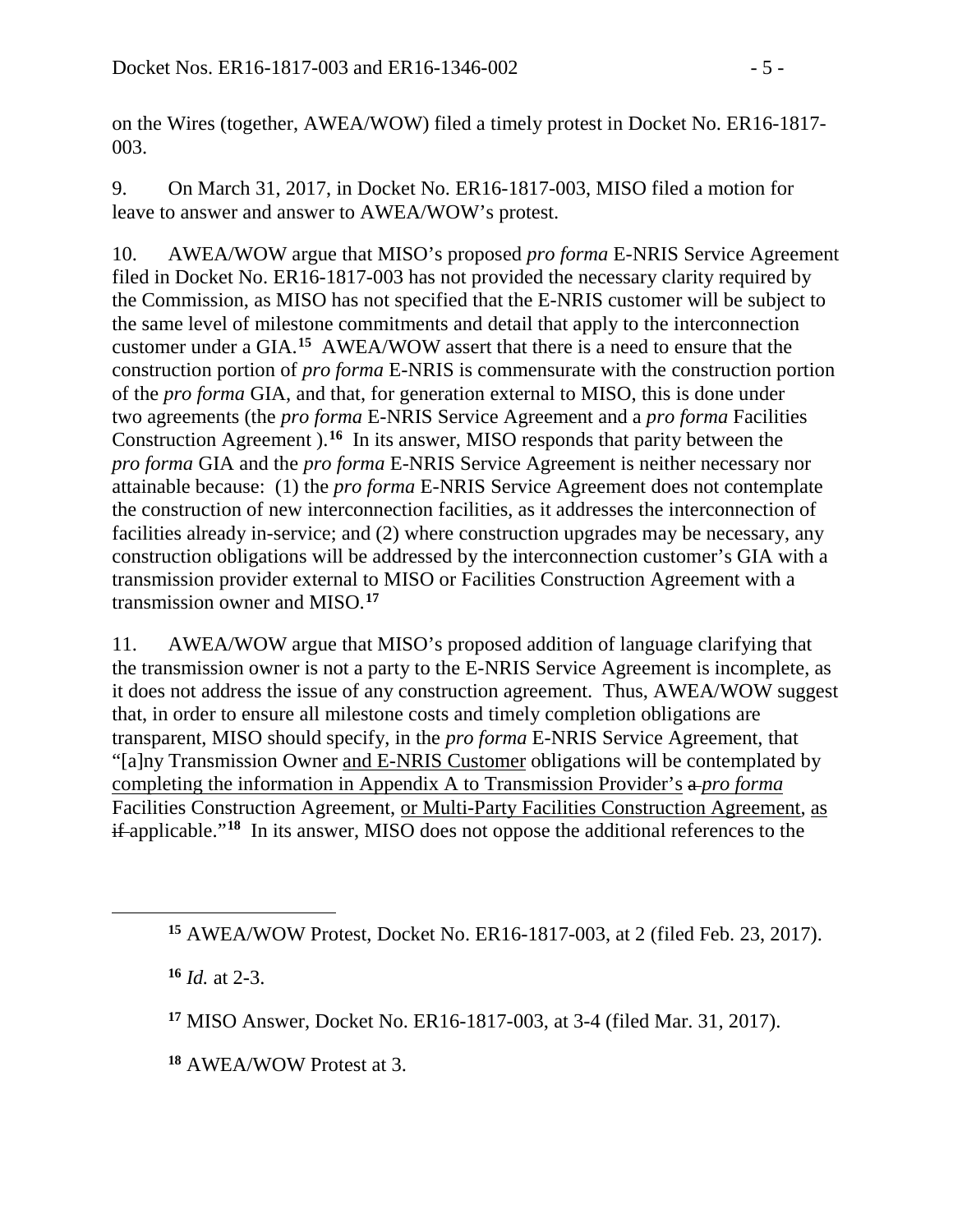on the Wires (together, AWEA/WOW) filed a timely protest in Docket No. ER16-1817-003.

9. On March 31, 2017, in Docket No. ER16-1817-003, MISO filed a motion for leave to answer and answer to AWEA/WOW's protest.

10. AWEA/WOW argue that MISO's proposed *pro forma* E-NRIS Service Agreement filed in Docket No. ER16-1817-003 has not provided the necessary clarity required by the Commission, as MISO has not specified that the E-NRIS customer will be subject to the same level of milestone commitments and detail that apply to the interconnection customer under a GIA.[15] AWEA/WOW assert that there is a need to ensure that the construction portion of *pro forma* E-NRIS is commensurate with the construction portion of the *pro forma* GIA, and that, for generation external to MISO, this is done under two agreements (the *pro forma* E-NRIS Service Agreement and a *pro forma* Facilities Construction Agreement ).[16] In its answer, MISO responds that parity between the *pro forma* GIA and the *pro forma* E-NRIS Service Agreement is neither necessary nor attainable because: (1) the *pro forma* E-NRIS Service Agreement does not contemplate the construction of new interconnection facilities, as it addresses the interconnection of facilities already in-service; and (2) where construction upgrades may be necessary, any construction obligations will be addressed by the interconnection customer's GIA with a transmission provider external to MISO or Facilities Construction Agreement with a transmission owner and MISO.[17]

11. AWEA/WOW argue that MISO's proposed addition of language clarifying that the transmission owner is not a party to the E-NRIS Service Agreement is incomplete, as it does not address the issue of any construction agreement. Thus, AWEA/WOW suggest that, in order to ensure all milestone costs and timely completion obligations are transparent, MISO should specify, in the *pro forma* E-NRIS Service Agreement, that "[a]ny Transmission Owner <u>and E-NRIS Customer</u> obligations will be contemplated by <u>completing the information in Appendix A to Transmission Provider's</u> ~~a~~ *pro forma* Facilities Construction Agreement, <u>or Multi-Party Facilities Construction Agreement</u>, <u>as</u> ~~if~~ applicable."[18] In its answer, MISO does not oppose the additional references to the

[15] AWEA/WOW Protest, Docket No. ER16-1817-003, at 2 (filed Feb. 23, 2017).

[16] *Id.* at 2-3.

[17] MISO Answer, Docket No. ER16-1817-003, at 3-4 (filed Mar. 31, 2017).

[18] AWEA/WOW Protest at 3.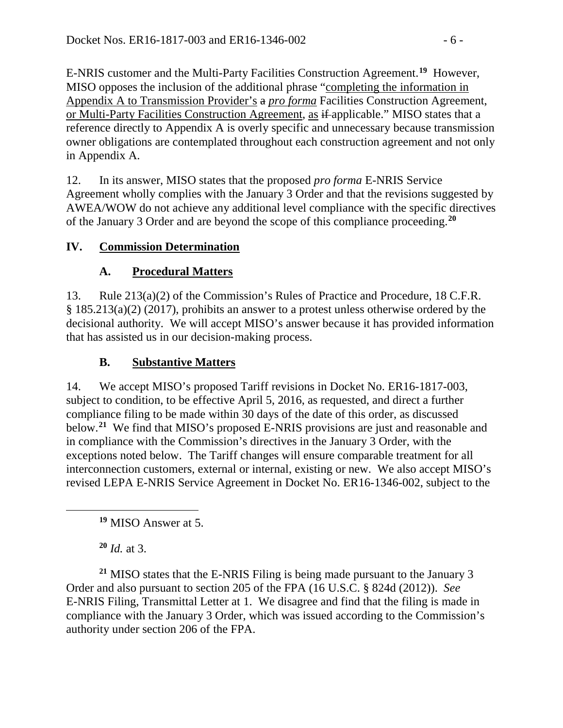E-NRIS customer and the Multi-Party Facilities Construction Agreement.[19] However, MISO opposes the inclusion of the additional phrase "<u>completing the information in Appendix A to Transmission Provider's</u> ~~a~~ *pro forma* Facilities Construction Agreement, <u>or Multi-Party Facilities Construction Agreement</u>, <u>as</u> ~~if~~ applicable." MISO states that a reference directly to Appendix A is overly specific and unnecessary because transmission owner obligations are contemplated throughout each construction agreement and not only in Appendix A.

12. In its answer, MISO states that the proposed *pro forma* E-NRIS Service Agreement wholly complies with the January 3 Order and that the revisions suggested by AWEA/WOW do not achieve any additional level compliance with the specific directives of the January 3 Order and are beyond the scope of this compliance proceeding.[20]

## IV. Commission Determination

### A. Procedural Matters

13. Rule 213(a)(2) of the Commission's Rules of Practice and Procedure, 18 C.F.R. § 185.213(a)(2) (2017), prohibits an answer to a protest unless otherwise ordered by the decisional authority. We will accept MISO's answer because it has provided information that has assisted us in our decision-making process.

### B. Substantive Matters

14. We accept MISO's proposed Tariff revisions in Docket No. ER16-1817-003, subject to condition, to be effective April 5, 2016, as requested, and direct a further compliance filing to be made within 30 days of the date of this order, as discussed below.[21] We find that MISO's proposed E-NRIS provisions are just and reasonable and in compliance with the Commission's directives in the January 3 Order, with the exceptions noted below. The Tariff changes will ensure comparable treatment for all interconnection customers, external or internal, existing or new. We also accept MISO's revised LEPA E-NRIS Service Agreement in Docket No. ER16-1346-002, subject to the

---

[19] MISO Answer at 5.

[20] *Id.* at 3.

[21] MISO states that the E-NRIS Filing is being made pursuant to the January 3 Order and also pursuant to section 205 of the FPA (16 U.S.C. § 824d (2012)). *See* E-NRIS Filing, Transmittal Letter at 1. We disagree and find that the filing is made in compliance with the January 3 Order, which was issued according to the Commission's authority under section 206 of the FPA.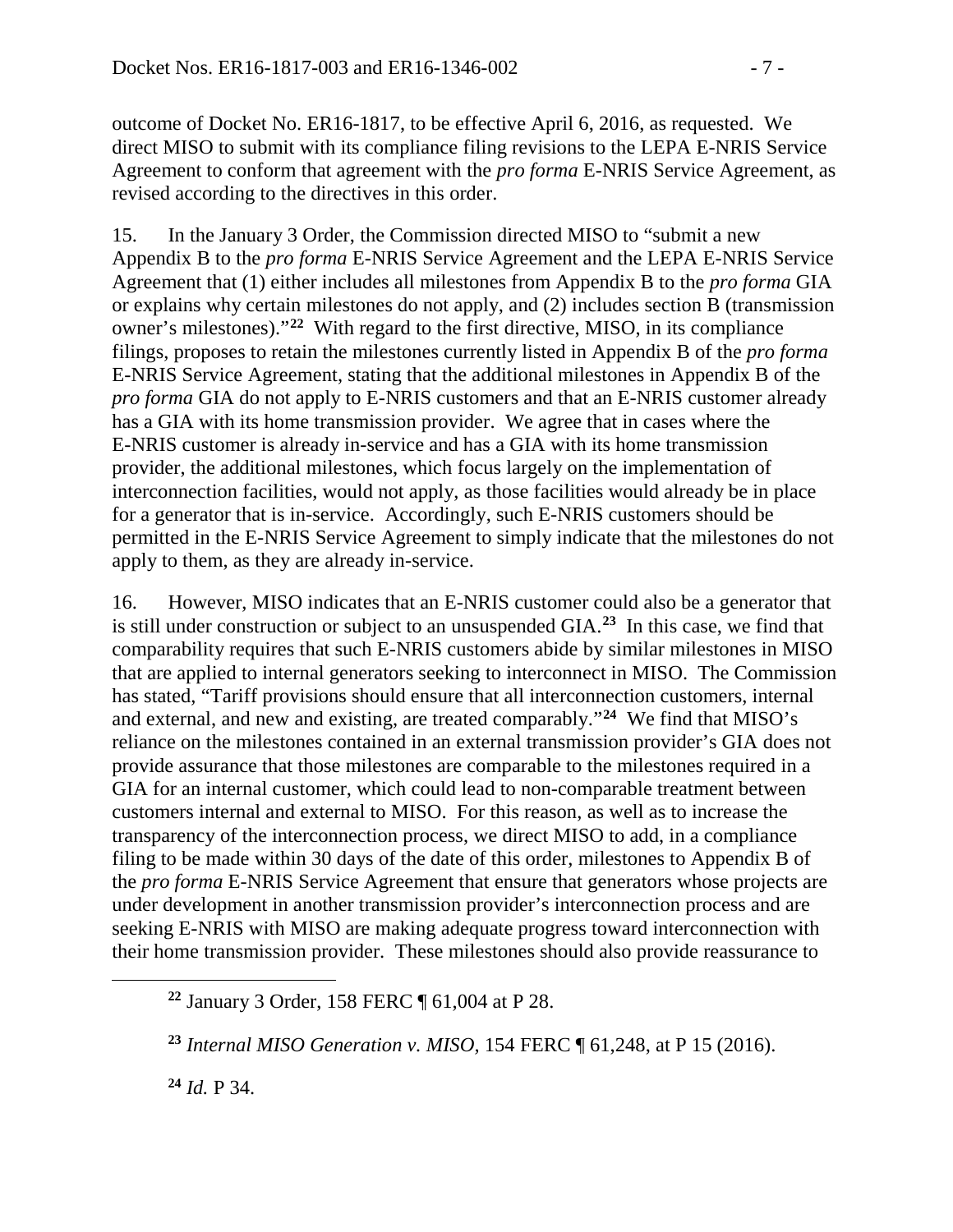outcome of Docket No. ER16-1817, to be effective April 6, 2016, as requested. We direct MISO to submit with its compliance filing revisions to the LEPA E-NRIS Service Agreement to conform that agreement with the *pro forma* E-NRIS Service Agreement, as revised according to the directives in this order.

15. In the January 3 Order, the Commission directed MISO to "submit a new Appendix B to the *pro forma* E-NRIS Service Agreement and the LEPA E-NRIS Service Agreement that (1) either includes all milestones from Appendix B to the *pro forma* GIA or explains why certain milestones do not apply, and (2) includes section B (transmission owner's milestones)."[22] With regard to the first directive, MISO, in its compliance filings, proposes to retain the milestones currently listed in Appendix B of the *pro forma* E-NRIS Service Agreement, stating that the additional milestones in Appendix B of the *pro forma* GIA do not apply to E-NRIS customers and that an E-NRIS customer already has a GIA with its home transmission provider. We agree that in cases where the E-NRIS customer is already in-service and has a GIA with its home transmission provider, the additional milestones, which focus largely on the implementation of interconnection facilities, would not apply, as those facilities would already be in place for a generator that is in-service. Accordingly, such E-NRIS customers should be permitted in the E-NRIS Service Agreement to simply indicate that the milestones do not apply to them, as they are already in-service.

16. However, MISO indicates that an E-NRIS customer could also be a generator that is still under construction or subject to an unsuspended GIA.[23] In this case, we find that comparability requires that such E-NRIS customers abide by similar milestones in MISO that are applied to internal generators seeking to interconnect in MISO. The Commission has stated, "Tariff provisions should ensure that all interconnection customers, internal and external, and new and existing, are treated comparably."[24] We find that MISO's reliance on the milestones contained in an external transmission provider's GIA does not provide assurance that those milestones are comparable to the milestones required in a GIA for an internal customer, which could lead to non-comparable treatment between customers internal and external to MISO. For this reason, as well as to increase the transparency of the interconnection process, we direct MISO to add, in a compliance filing to be made within 30 days of the date of this order, milestones to Appendix B of the *pro forma* E-NRIS Service Agreement that ensure that generators whose projects are under development in another transmission provider's interconnection process and are seeking E-NRIS with MISO are making adequate progress toward interconnection with their home transmission provider. These milestones should also provide reassurance to

[22] January 3 Order, 158 FERC ¶ 61,004 at P 28.

[23] *Internal MISO Generation v. MISO*, 154 FERC ¶ 61,248, at P 15 (2016).

[24] *Id.* P 34.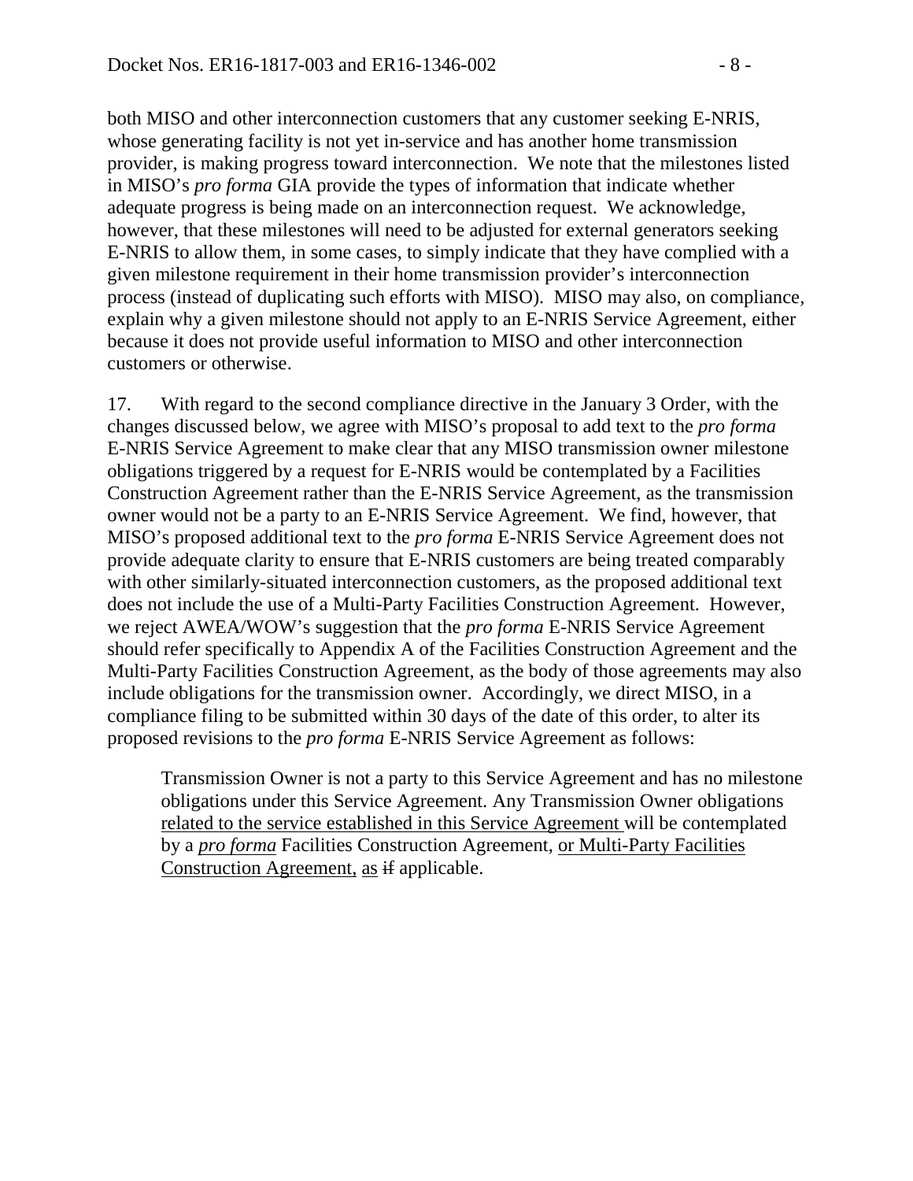both MISO and other interconnection customers that any customer seeking E-NRIS, whose generating facility is not yet in-service and has another home transmission provider, is making progress toward interconnection. We note that the milestones listed in MISO's *pro forma* GIA provide the types of information that indicate whether adequate progress is being made on an interconnection request. We acknowledge, however, that these milestones will need to be adjusted for external generators seeking E-NRIS to allow them, in some cases, to simply indicate that they have complied with a given milestone requirement in their home transmission provider's interconnection process (instead of duplicating such efforts with MISO). MISO may also, on compliance, explain why a given milestone should not apply to an E-NRIS Service Agreement, either because it does not provide useful information to MISO and other interconnection customers or otherwise.

17. With regard to the second compliance directive in the January 3 Order, with the changes discussed below, we agree with MISO's proposal to add text to the *pro forma* E-NRIS Service Agreement to make clear that any MISO transmission owner milestone obligations triggered by a request for E-NRIS would be contemplated by a Facilities Construction Agreement rather than the E-NRIS Service Agreement, as the transmission owner would not be a party to an E-NRIS Service Agreement. We find, however, that MISO's proposed additional text to the *pro forma* E-NRIS Service Agreement does not provide adequate clarity to ensure that E-NRIS customers are being treated comparably with other similarly-situated interconnection customers, as the proposed additional text does not include the use of a Multi-Party Facilities Construction Agreement. However, we reject AWEA/WOW's suggestion that the *pro forma* E-NRIS Service Agreement should refer specifically to Appendix A of the Facilities Construction Agreement and the Multi-Party Facilities Construction Agreement, as the body of those agreements may also include obligations for the transmission owner. Accordingly, we direct MISO, in a compliance filing to be submitted within 30 days of the date of this order, to alter its proposed revisions to the *pro forma* E-NRIS Service Agreement as follows:

> Transmission Owner is not a party to this Service Agreement and has no milestone obligations under this Service Agreement. Any Transmission Owner obligations <u>related to the service established in this Service Agreement</u> will be contemplated by a <u>*pro forma*</u> Facilities Construction Agreement, <u>or Multi-Party Facilities Construction Agreement,</u> <u>as</u> ~~if~~ applicable.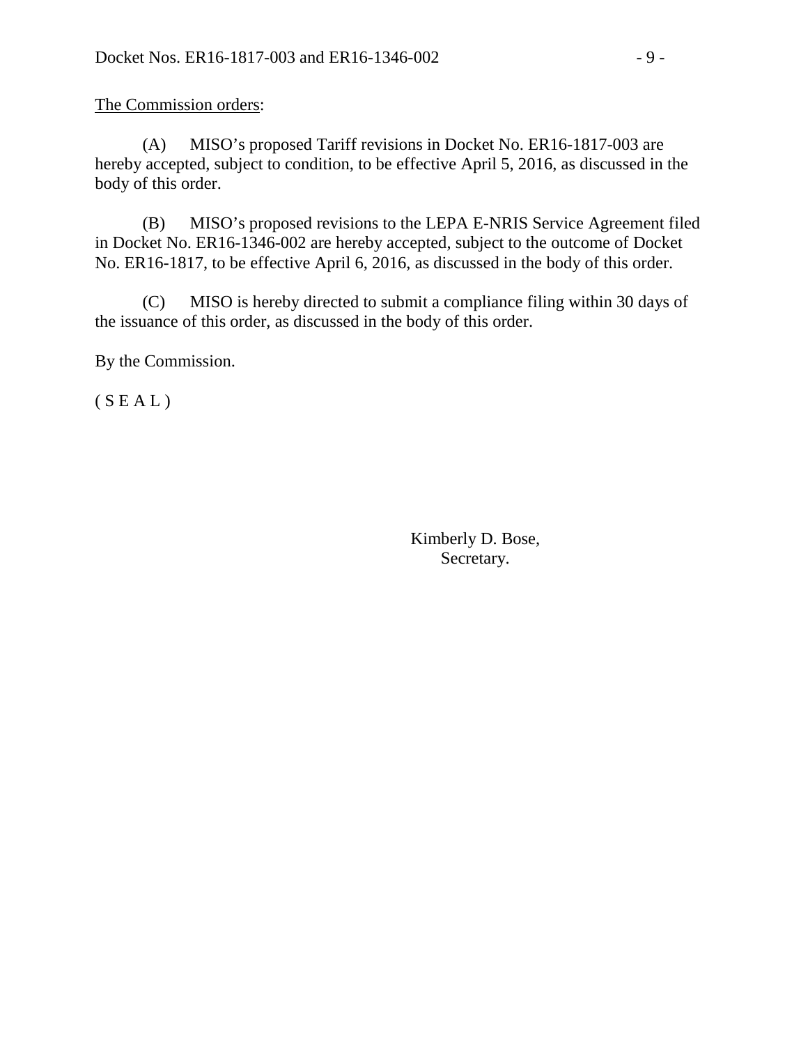The Commission orders:

(A) MISO's proposed Tariff revisions in Docket No. ER16-1817-003 are hereby accepted, subject to condition, to be effective April 5, 2016, as discussed in the body of this order.

(B) MISO's proposed revisions to the LEPA E-NRIS Service Agreement filed in Docket No. ER16-1346-002 are hereby accepted, subject to the outcome of Docket No. ER16-1817, to be effective April 6, 2016, as discussed in the body of this order.

(C) MISO is hereby directed to submit a compliance filing within 30 days of the issuance of this order, as discussed in the body of this order.

By the Commission.

( S E A L )

Kimberly D. Bose,
Secretary.